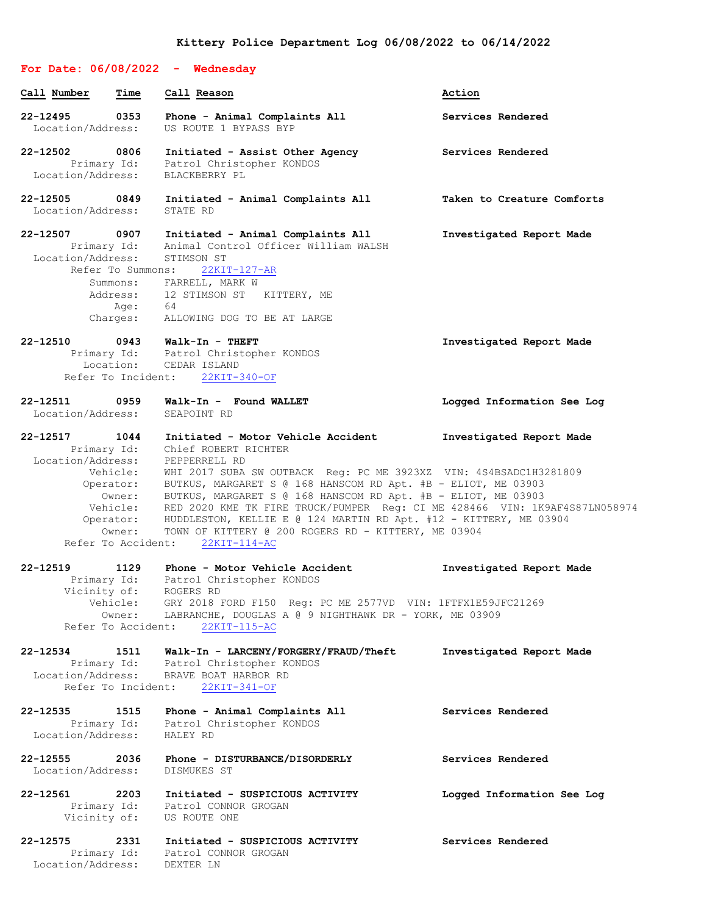# Kittery Police Department Log 06/08/2022 to 06/14/2022

## For Date: 06/08/2022 - Wednesday

| Call Number | Time | Call Reason | Action |
|---|---|---|---|

**22-12495** 0353 **Phone - Animal Complaints All** — **Services Rendered**
Location/Address: US ROUTE 1 BYPASS BYP

**22-12502** 0806 **Initiated - Assist Other Agency** — **Services Rendered**
Primary Id: Patrol Christopher KONDOS
Location/Address: BLACKBERRY PL

**22-12505** 0849 **Initiated - Animal Complaints All** — **Taken to Creature Comforts**
Location/Address: STATE RD

**22-12507** 0907 **Initiated - Animal Complaints All** — **Investigated Report Made**
Primary Id: Animal Control Officer William WALSH
Location/Address: STIMSON ST
Refer To Summons: 22KIT-127-AR
Summons: FARRELL, MARK W
Address: 12 STIMSON ST KITTERY, ME
Age: 64
Charges: ALLOWING DOG TO BE AT LARGE

**22-12510** 0943 **Walk-In - THEFT** — **Investigated Report Made**
Primary Id: Patrol Christopher KONDOS
Location: CEDAR ISLAND
Refer To Incident: 22KIT-340-OF

**22-12511** 0959 **Walk-In - Found WALLET** — **Logged Information See Log**
Location/Address: SEAPOINT RD

**22-12517** 1044 **Initiated - Motor Vehicle Accident** — **Investigated Report Made**
Primary Id: Chief ROBERT RICHTER
Location/Address: PEPPERRELL RD
Vehicle: WHI 2017 SUBA SW OUTBACK Reg: PC ME 3923XZ VIN: 4S4BSADC1H3281809
Operator: BUTKUS, MARGARET S @ 168 HANSCOM RD Apt. #B - ELIOT, ME 03903
Owner: BUTKUS, MARGARET S @ 168 HANSCOM RD Apt. #B - ELIOT, ME 03903
Vehicle: RED 2020 KME TK FIRE TRUCK/PUMPER Reg: CI ME 428466 VIN: 1K9AF4S87LN058974
Operator: HUDDLESTON, KELLIE E @ 124 MARTIN RD Apt. #12 - KITTERY, ME 03904
Owner: TOWN OF KITTERY @ 200 ROGERS RD - KITTERY, ME 03904
Refer To Accident: 22KIT-114-AC

**22-12519** 1129 **Phone - Motor Vehicle Accident** — **Investigated Report Made**
Primary Id: Patrol Christopher KONDOS
Vicinity of: ROGERS RD
Vehicle: GRY 2018 FORD F150 Reg: PC ME 2577VD VIN: 1FTFX1E59JFC21269
Owner: LABRANCHE, DOUGLAS A @ 9 NIGHTHAWK DR - YORK, ME 03909
Refer To Accident: 22KIT-115-AC

**22-12534** 1511 **Walk-In - LARCENY/FORGERY/FRAUD/Theft** — **Investigated Report Made**
Primary Id: Patrol Christopher KONDOS
Location/Address: BRAVE BOAT HARBOR RD
Refer To Incident: 22KIT-341-OF

**22-12535** 1515 **Phone - Animal Complaints All** — **Services Rendered**
Primary Id: Patrol Christopher KONDOS
Location/Address: HALEY RD

**22-12555** 2036 **Phone - DISTURBANCE/DISORDERLY** — **Services Rendered**
Location/Address: DISMUKES ST

**22-12561** 2203 **Initiated - SUSPICIOUS ACTIVITY** — **Logged Information See Log**
Primary Id: Patrol CONNOR GROGAN
Vicinity of: US ROUTE ONE

**22-12575** 2331 **Initiated - SUSPICIOUS ACTIVITY** — **Services Rendered**
Primary Id: Patrol CONNOR GROGAN
Location/Address: DEXTER LN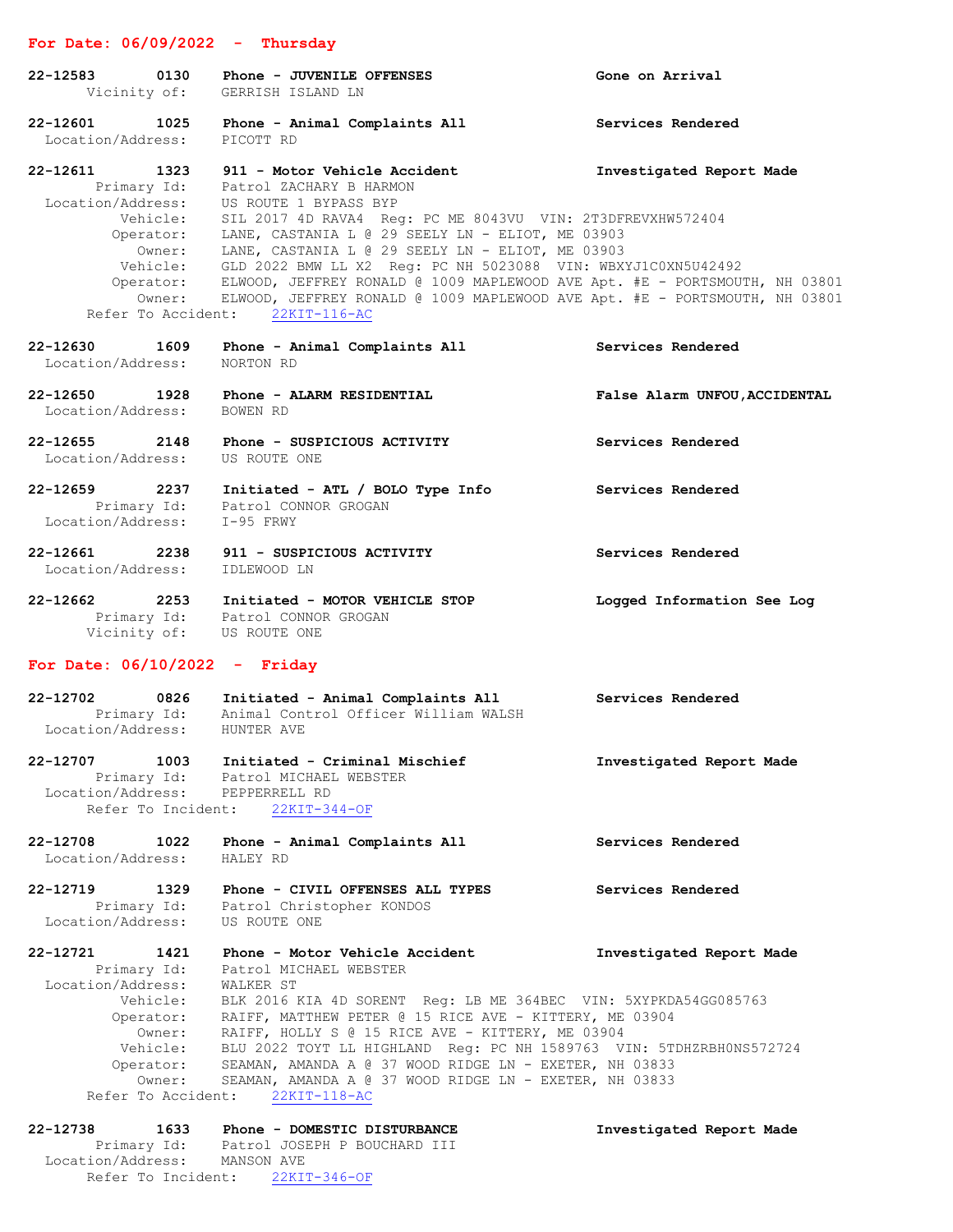## For Date: 06/09/2022 - Thursday

**22-12583 0130 Phone - JUVENILE OFFENSES** — **Gone on Arrival**
Vicinity of: GERRISH ISLAND LN

**22-12601 1025 Phone - Animal Complaints All** — **Services Rendered**
Location/Address: PICOTT RD

**22-12611 1323 911 - Motor Vehicle Accident** — **Investigated Report Made**
Primary Id: Patrol ZACHARY B HARMON
Location/Address: US ROUTE 1 BYPASS BYP
Vehicle: SIL 2017 4D RAVA4 Reg: PC ME 8043VU VIN: 2T3DFREVXHW572404
Operator: LANE, CASTANIA L @ 29 SEELY LN - ELIOT, ME 03903
Owner: LANE, CASTANIA L @ 29 SEELY LN - ELIOT, ME 03903
Vehicle: GLD 2022 BMW LL X2 Reg: PC NH 5023088 VIN: WBXYJ1C0XN5U42492
Operator: ELWOOD, JEFFREY RONALD @ 1009 MAPLEWOOD AVE Apt. #E - PORTSMOUTH, NH 03801
Owner: ELWOOD, JEFFREY RONALD @ 1009 MAPLEWOOD AVE Apt. #E - PORTSMOUTH, NH 03801
Refer To Accident: 22KIT-116-AC

**22-12630 1609 Phone - Animal Complaints All** — **Services Rendered**
Location/Address: NORTON RD

**22-12650 1928 Phone - ALARM RESIDENTIAL** — **False Alarm UNFOU,ACCIDENTAL**
Location/Address: BOWEN RD

**22-12655 2148 Phone - SUSPICIOUS ACTIVITY** — **Services Rendered**
Location/Address: US ROUTE ONE

**22-12659 2237 Initiated - ATL / BOLO Type Info** — **Services Rendered**
Primary Id: Patrol CONNOR GROGAN
Location/Address: I-95 FRWY

**22-12661 2238 911 - SUSPICIOUS ACTIVITY** — **Services Rendered**
Location/Address: IDLEWOOD LN

**22-12662 2253 Initiated - MOTOR VEHICLE STOP** — **Logged Information See Log**
Primary Id: Patrol CONNOR GROGAN
Vicinity of: US ROUTE ONE

## For Date: 06/10/2022 - Friday

**22-12702 0826 Initiated - Animal Complaints All** — **Services Rendered**
Primary Id: Animal Control Officer William WALSH
Location/Address: HUNTER AVE

**22-12707 1003 Initiated - Criminal Mischief** — **Investigated Report Made**
Primary Id: Patrol MICHAEL WEBSTER
Location/Address: PEPPERRELL RD
Refer To Incident: 22KIT-344-OF

**22-12708 1022 Phone - Animal Complaints All** — **Services Rendered**
Location/Address: HALEY RD

**22-12719 1329 Phone - CIVIL OFFENSES ALL TYPES** — **Services Rendered**
Primary Id: Patrol Christopher KONDOS
Location/Address: US ROUTE ONE

**22-12721 1421 Phone - Motor Vehicle Accident** — **Investigated Report Made**
Primary Id: Patrol MICHAEL WEBSTER
Location/Address: WALKER ST
Vehicle: BLK 2016 KIA 4D SORENT Reg: LB ME 364BEC VIN: 5XYPKDA54GG085763
Operator: RAIFF, MATTHEW PETER @ 15 RICE AVE - KITTERY, ME 03904
Owner: RAIFF, HOLLY S @ 15 RICE AVE - KITTERY, ME 03904
Vehicle: BLU 2022 TOYT LL HIGHLAND Reg: PC NH 1589763 VIN: 5TDHZRBH0NS572724
Operator: SEAMAN, AMANDA A @ 37 WOOD RIDGE LN - EXETER, NH 03833
Owner: SEAMAN, AMANDA A @ 37 WOOD RIDGE LN - EXETER, NH 03833
Refer To Accident: 22KIT-118-AC

**22-12738 1633 Phone - DOMESTIC DISTURBANCE** — **Investigated Report Made**
Primary Id: Patrol JOSEPH P BOUCHARD III
Location/Address: MANSON AVE
Refer To Incident: 22KIT-346-OF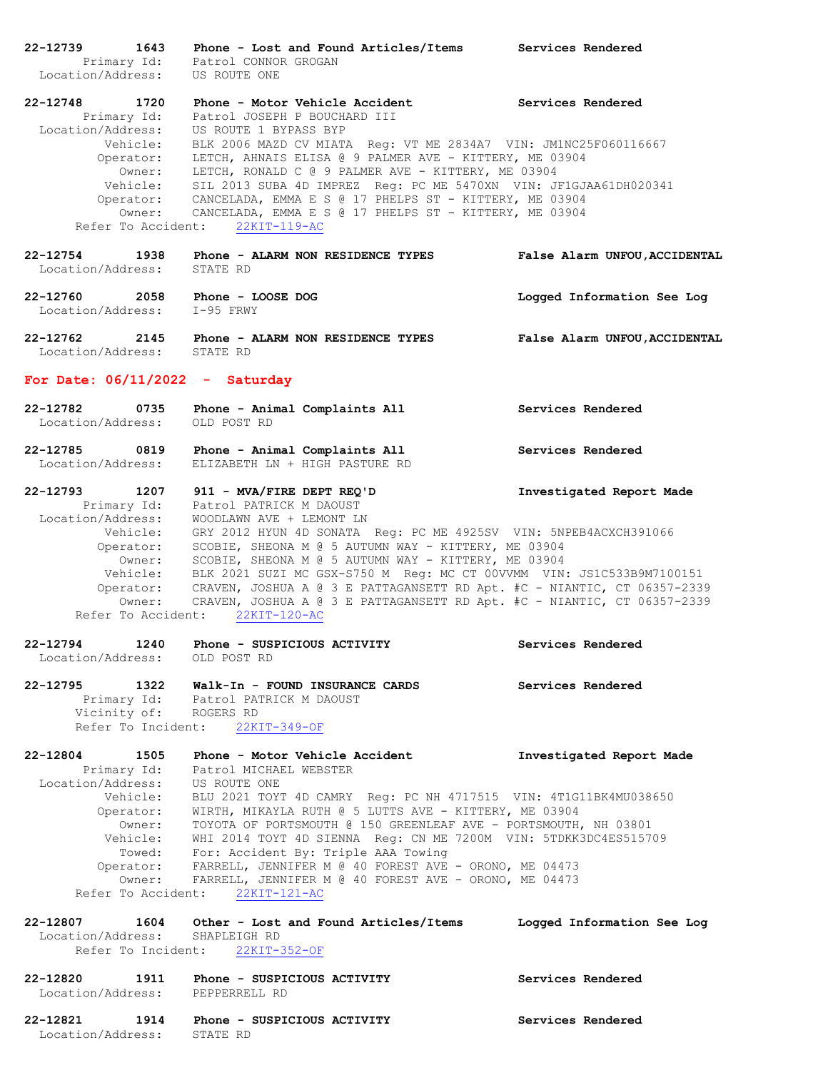**22-12739 1643 Phone - Lost and Found Articles/Items Services Rendered**
Primary Id: Patrol CONNOR GROGAN
Location/Address: US ROUTE ONE

**22-12748 1720 Phone - Motor Vehicle Accident Services Rendered**
Primary Id: Patrol JOSEPH P BOUCHARD III
Location/Address: US ROUTE 1 BYPASS BYP
Vehicle: BLK 2006 MAZD CV MIATA Reg: VT ME 2834A7 VIN: JM1NC25F060116667
Operator: LETCH, AHNAIS ELISA @ 9 PALMER AVE - KITTERY, ME 03904
Owner: LETCH, RONALD C @ 9 PALMER AVE - KITTERY, ME 03904
Vehicle: SIL 2013 SUBA 4D IMPREZ Reg: PC ME 5470XN VIN: JF1GJAA61DH020341
Operator: CANCELADA, EMMA E S @ 17 PHELPS ST - KITTERY, ME 03904
Owner: CANCELADA, EMMA E S @ 17 PHELPS ST - KITTERY, ME 03904
Refer To Accident: 22KIT-119-AC

**22-12754 1938 Phone - ALARM NON RESIDENCE TYPES False Alarm UNFOU,ACCIDENTAL**
Location/Address: STATE RD

**22-12760 2058 Phone - LOOSE DOG Logged Information See Log**
Location/Address: I-95 FRWY

**22-12762 2145 Phone - ALARM NON RESIDENCE TYPES False Alarm UNFOU,ACCIDENTAL**
Location/Address: STATE RD

## For Date: 06/11/2022 - Saturday

**22-12782 0735 Phone - Animal Complaints All Services Rendered**
Location/Address: OLD POST RD

**22-12785 0819 Phone - Animal Complaints All Services Rendered**
Location/Address: ELIZABETH LN + HIGH PASTURE RD

**22-12793 1207 911 - MVA/FIRE DEPT REQ'D Investigated Report Made**
Primary Id: Patrol PATRICK M DAOUST
Location/Address: WOODLAWN AVE + LEMONT LN
Vehicle: GRY 2012 HYUN 4D SONATA Reg: PC ME 4925SV VIN: 5NPEB4ACXCH391066
Operator: SCOBIE, SHEONA M @ 5 AUTUMN WAY - KITTERY, ME 03904
Owner: SCOBIE, SHEONA M @ 5 AUTUMN WAY - KITTERY, ME 03904
Vehicle: BLK 2021 SUZI MC GSX-S750 M Reg: MC CT 00VVMM VIN: JS1C533B9M7100151
Operator: CRAVEN, JOSHUA A @ 3 E PATTAGANSETT RD Apt. #C - NIANTIC, CT 06357-2339
Owner: CRAVEN, JOSHUA A @ 3 E PATTAGANSETT RD Apt. #C - NIANTIC, CT 06357-2339
Refer To Accident: 22KIT-120-AC

**22-12794 1240 Phone - SUSPICIOUS ACTIVITY Services Rendered**
Location/Address: OLD POST RD

**22-12795 1322 Walk-In - FOUND INSURANCE CARDS Services Rendered**
Primary Id: Patrol PATRICK M DAOUST
Vicinity of: ROGERS RD
Refer To Incident: 22KIT-349-OF

**22-12804 1505 Phone - Motor Vehicle Accident Investigated Report Made**
Primary Id: Patrol MICHAEL WEBSTER
Location/Address: US ROUTE ONE
Vehicle: BLU 2021 TOYT 4D CAMRY Reg: PC NH 4717515 VIN: 4T1G11BK4MU038650
Operator: WIRTH, MIKAYLA RUTH @ 5 LUTTS AVE - KITTERY, ME 03904
Owner: TOYOTA OF PORTSMOUTH @ 150 GREENLEAF AVE - PORTSMOUTH, NH 03801
Vehicle: WHI 2014 TOYT 4D SIENNA Reg: CN ME 7200M VIN: 5TDKK3DC4ES515709
Towed: For: Accident By: Triple AAA Towing
Operator: FARRELL, JENNIFER M @ 40 FOREST AVE - ORONO, ME 04473
Owner: FARRELL, JENNIFER M @ 40 FOREST AVE - ORONO, ME 04473
Refer To Accident: 22KIT-121-AC

**22-12807 1604 Other - Lost and Found Articles/Items Logged Information See Log**
Location/Address: SHAPLEIGH RD
Refer To Incident: 22KIT-352-OF

**22-12820 1911 Phone - SUSPICIOUS ACTIVITY Services Rendered**
Location/Address: PEPPERRELL RD

**22-12821 1914 Phone - SUSPICIOUS ACTIVITY Services Rendered**
Location/Address: STATE RD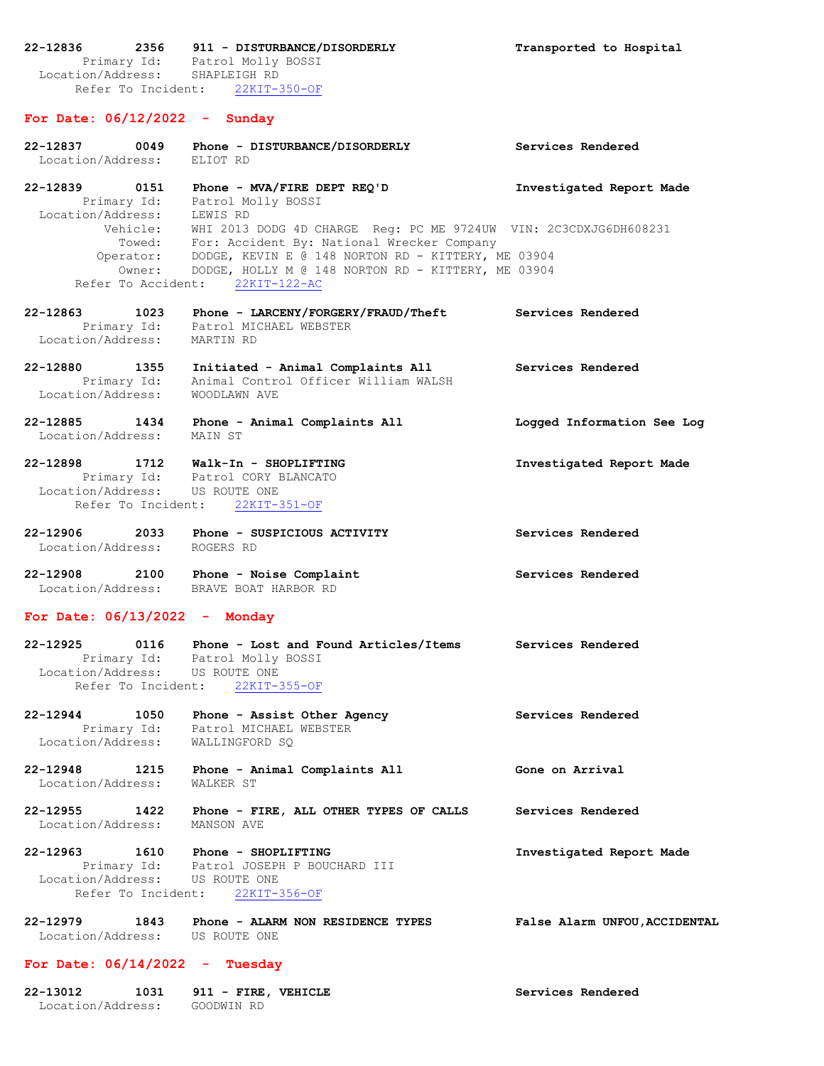**22-12836 2356 911 - DISTURBANCE/DISORDERLY** **Transported to Hospital**
Primary Id: Patrol Molly BOSSI
Location/Address: SHAPLEIGH RD
Refer To Incident: 22KIT-350-OF

## For Date: 06/12/2022 - Sunday

**22-12837 0049 Phone - DISTURBANCE/DISORDERLY** **Services Rendered**
Location/Address: ELIOT RD

**22-12839 0151 Phone - MVA/FIRE DEPT REQ'D** **Investigated Report Made**
Primary Id: Patrol Molly BOSSI
Location/Address: LEWIS RD
Vehicle: WHI 2013 DODG 4D CHARGE Reg: PC ME 9724UW VIN: 2C3CDXJG6DH608231
Towed: For: Accident By: National Wrecker Company
Operator: DODGE, KEVIN E @ 148 NORTON RD - KITTERY, ME 03904
Owner: DODGE, HOLLY M @ 148 NORTON RD - KITTERY, ME 03904
Refer To Accident: 22KIT-122-AC

**22-12863 1023 Phone - LARCENY/FORGERY/FRAUD/Theft** **Services Rendered**
Primary Id: Patrol MICHAEL WEBSTER
Location/Address: MARTIN RD

**22-12880 1355 Initiated - Animal Complaints All** **Services Rendered**
Primary Id: Animal Control Officer William WALSH
Location/Address: WOODLAWN AVE

**22-12885 1434 Phone - Animal Complaints All** **Logged Information See Log**
Location/Address: MAIN ST

**22-12898 1712 Walk-In - SHOPLIFTING** **Investigated Report Made**
Primary Id: Patrol CORY BLANCATO
Location/Address: US ROUTE ONE
Refer To Incident: 22KIT-351-OF

**22-12906 2033 Phone - SUSPICIOUS ACTIVITY** **Services Rendered**
Location/Address: ROGERS RD

**22-12908 2100 Phone - Noise Complaint** **Services Rendered**
Location/Address: BRAVE BOAT HARBOR RD

## For Date: 06/13/2022 - Monday

**22-12925 0116 Phone - Lost and Found Articles/Items** **Services Rendered**
Primary Id: Patrol Molly BOSSI
Location/Address: US ROUTE ONE
Refer To Incident: 22KIT-355-OF

**22-12944 1050 Phone - Assist Other Agency** **Services Rendered**
Primary Id: Patrol MICHAEL WEBSTER
Location/Address: WALLINGFORD SQ

**22-12948 1215 Phone - Animal Complaints All** **Gone on Arrival**
Location/Address: WALKER ST

**22-12955 1422 Phone - FIRE, ALL OTHER TYPES OF CALLS** **Services Rendered**
Location/Address: MANSON AVE

**22-12963 1610 Phone - SHOPLIFTING** **Investigated Report Made**
Primary Id: Patrol JOSEPH P BOUCHARD III
Location/Address: US ROUTE ONE
Refer To Incident: 22KIT-356-OF

**22-12979 1843 Phone - ALARM NON RESIDENCE TYPES** **False Alarm UNFOU,ACCIDENTAL**
Location/Address: US ROUTE ONE

## For Date: 06/14/2022 - Tuesday

**22-13012 1031 911 - FIRE, VEHICLE** **Services Rendered**
Location/Address: GOODWIN RD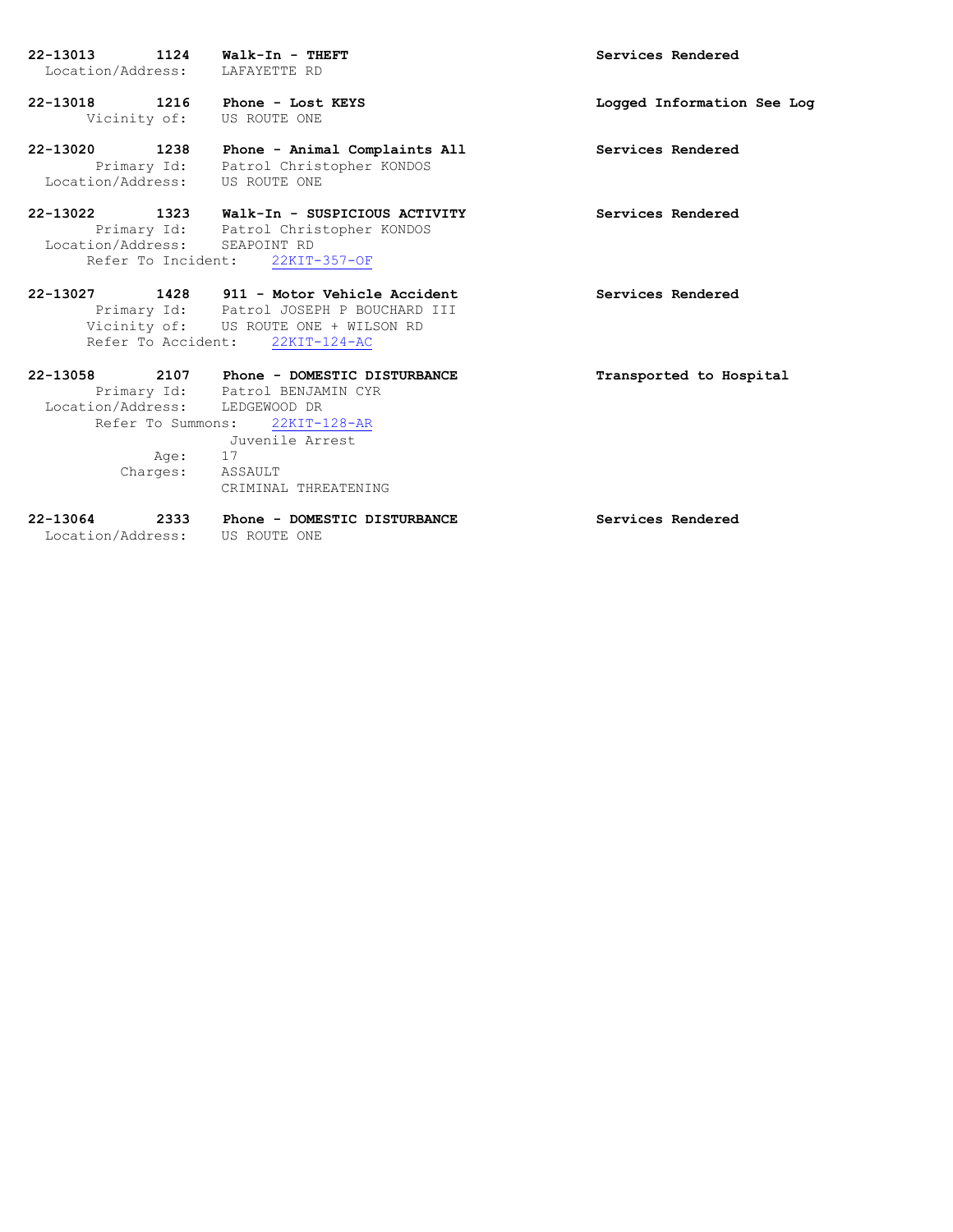**22-13013 1124 Walk-In - THEFT** **Services Rendered**
Location/Address: LAFAYETTE RD

**22-13018 1216 Phone - Lost KEYS** **Logged Information See Log**
Vicinity of: US ROUTE ONE

**22-13020 1238 Phone - Animal Complaints All** **Services Rendered**
Primary Id: Patrol Christopher KONDOS
Location/Address: US ROUTE ONE

**22-13022 1323 Walk-In - SUSPICIOUS ACTIVITY** **Services Rendered**
Primary Id: Patrol Christopher KONDOS
Location/Address: SEAPOINT RD
Refer To Incident: 22KIT-357-OF

**22-13027 1428 911 - Motor Vehicle Accident** **Services Rendered**
Primary Id: Patrol JOSEPH P BOUCHARD III
Vicinity of: US ROUTE ONE + WILSON RD
Refer To Accident: 22KIT-124-AC

**22-13058 2107 Phone - DOMESTIC DISTURBANCE** **Transported to Hospital**
Primary Id: Patrol BENJAMIN CYR
Location/Address: LEDGEWOOD DR
Refer To Summons: 22KIT-128-AR
Juvenile Arrest
Age: 17
Charges: ASSAULT
CRIMINAL THREATENING

**22-13064 2333 Phone - DOMESTIC DISTURBANCE** **Services Rendered**
Location/Address: US ROUTE ONE